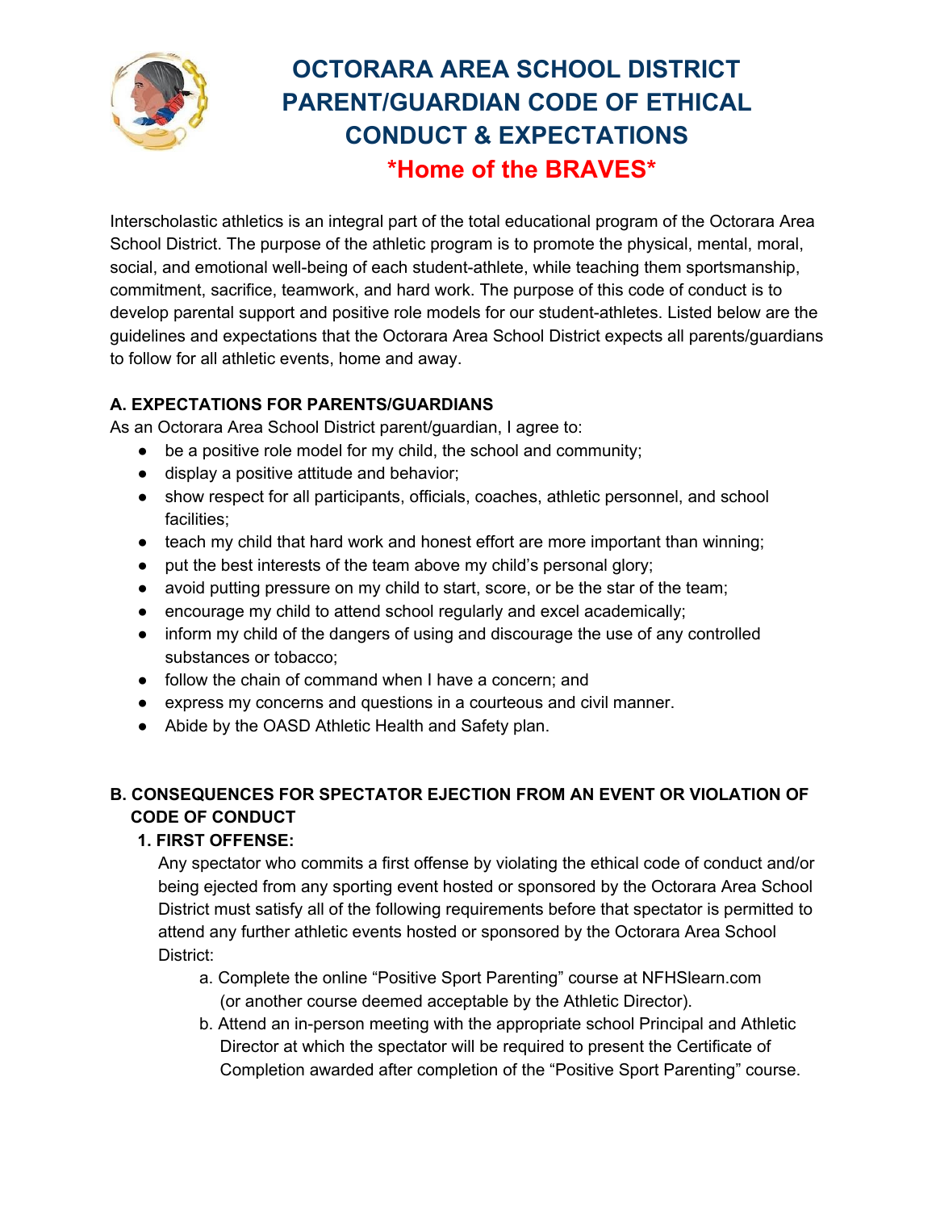# OCTORARA AREA SCHOOL DISTRICT PARENT/GUARDIAN CODE OF ETHICAL CONDUCT & EXPECTATIONS

## *Home of the BRAVES*

Interscholastic athletics is an integral part of the total educational program of the Octorara Area School District. The purpose of the athletic program is to promote the physical, mental, moral, social, and emotional well-being of each student-athlete, while teaching them sportsmanship, commitment, sacrifice, teamwork, and hard work. The purpose of this code of conduct is to develop parental support and positive role models for our student-athletes. Listed below are the guidelines and expectations that the Octorara Area School District expects all parents/guardians to follow for all athletic events, home and away.

### A. EXPECTATIONS FOR PARENTS/GUARDIANS

As an Octorara Area School District parent/guardian, I agree to:

- be a positive role model for my child, the school and community;
- display a positive attitude and behavior;
- show respect for all participants, officials, coaches, athletic personnel, and school facilities;
- teach my child that hard work and honest effort are more important than winning;
- put the best interests of the team above my child's personal glory;
- avoid putting pressure on my child to start, score, or be the star of the team;
- encourage my child to attend school regularly and excel academically;
- inform my child of the dangers of using and discourage the use of any controlled substances or tobacco;
- follow the chain of command when I have a concern; and
- express my concerns and questions in a courteous and civil manner.
- Abide by the OASD Athletic Health and Safety plan.

### B. CONSEQUENCES FOR SPECTATOR EJECTION FROM AN EVENT OR VIOLATION OF CODE OF CONDUCT

**1. FIRST OFFENSE:**

Any spectator who commits a first offense by violating the ethical code of conduct and/or being ejected from any sporting event hosted or sponsored by the Octorara Area School District must satisfy all of the following requirements before that spectator is permitted to attend any further athletic events hosted or sponsored by the Octorara Area School District:

a. Complete the online "Positive Sport Parenting" course at NFHSlearn.com (or another course deemed acceptable by the Athletic Director).

b. Attend an in-person meeting with the appropriate school Principal and Athletic Director at which the spectator will be required to present the Certificate of Completion awarded after completion of the "Positive Sport Parenting" course.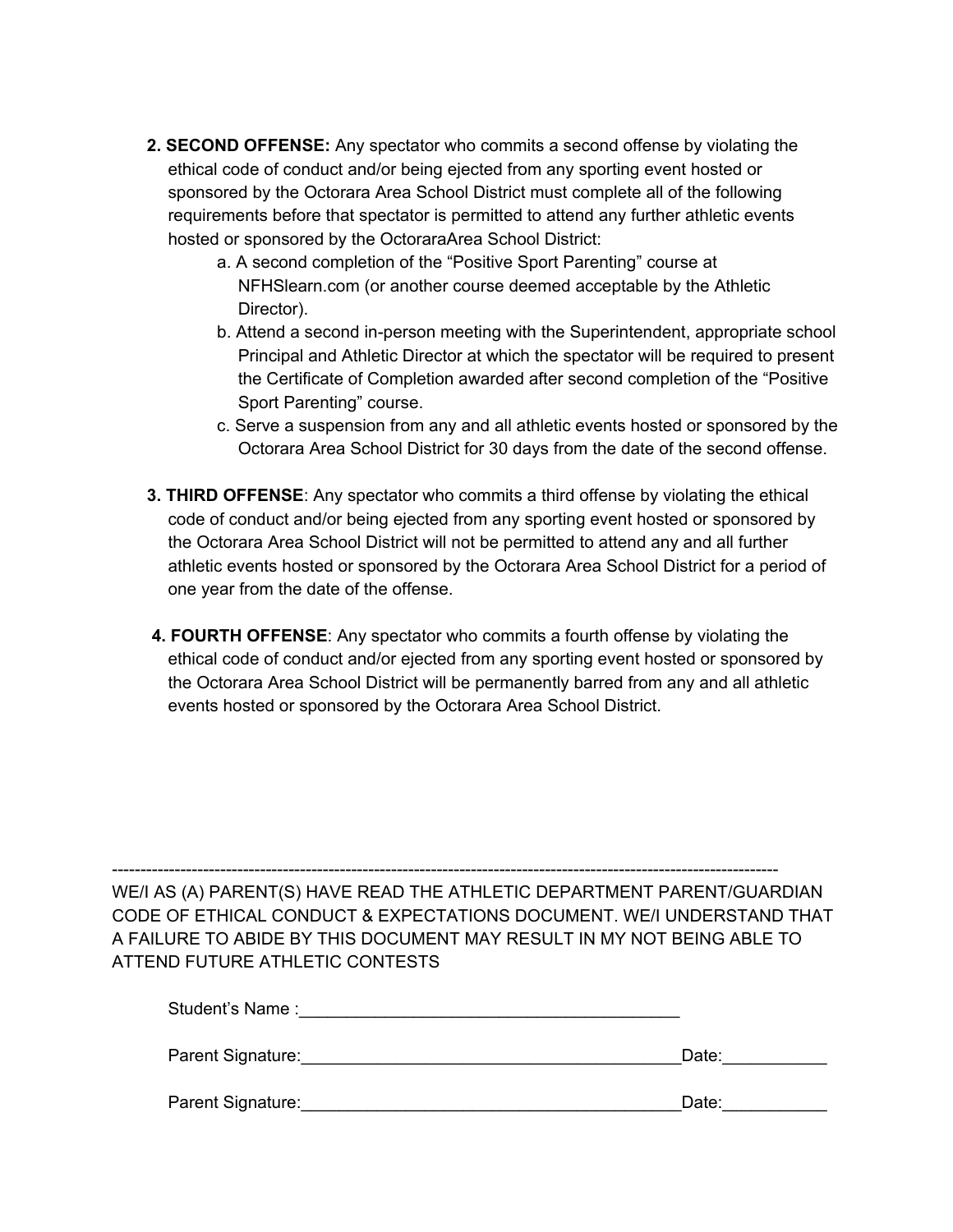2. **SECOND OFFENSE:** Any spectator who commits a second offense by violating the ethical code of conduct and/or being ejected from any sporting event hosted or sponsored by the Octorara Area School District must complete all of the following requirements before that spectator is permitted to attend any further athletic events hosted or sponsored by the OctoraraArea School District:
   a. A second completion of the “Positive Sport Parenting” course at NFHSlearn.com (or another course deemed acceptable by the Athletic Director).
   b. Attend a second in-person meeting with the Superintendent, appropriate school Principal and Athletic Director at which the spectator will be required to present the Certificate of Completion awarded after second completion of the “Positive Sport Parenting” course.
   c. Serve a suspension from any and all athletic events hosted or sponsored by the Octorara Area School District for 30 days from the date of the second offense.

3. **THIRD OFFENSE**: Any spectator who commits a third offense by violating the ethical code of conduct and/or being ejected from any sporting event hosted or sponsored by the Octorara Area School District will not be permitted to attend any and all further athletic events hosted or sponsored by the Octorara Area School District for a period of one year from the date of the offense.

4. **FOURTH OFFENSE**: Any spectator who commits a fourth offense by violating the ethical code of conduct and/or ejected from any sporting event hosted or sponsored by the Octorara Area School District will be permanently barred from any and all athletic events hosted or sponsored by the Octorara Area School District.

---

WE/I AS (A) PARENT(S) HAVE READ THE ATHLETIC DEPARTMENT PARENT/GUARDIAN CODE OF ETHICAL CONDUCT & EXPECTATIONS DOCUMENT. WE/I UNDERSTAND THAT A FAILURE TO ABIDE BY THIS DOCUMENT MAY RESULT IN MY NOT BEING ABLE TO ATTEND FUTURE ATHLETIC CONTESTS

Student’s Name :\_\_\_\_\_\_\_\_\_\_\_\_\_\_\_\_\_\_\_\_\_\_\_\_\_\_\_\_\_\_\_\_\_\_\_\_\_\_\_\_

Parent Signature:\_\_\_\_\_\_\_\_\_\_\_\_\_\_\_\_\_\_\_\_\_\_\_\_\_\_\_\_\_\_\_\_\_\_\_\_\_\_\_\_Date:\_\_\_\_\_\_\_\_\_\_\_

Parent Signature:\_\_\_\_\_\_\_\_\_\_\_\_\_\_\_\_\_\_\_\_\_\_\_\_\_\_\_\_\_\_\_\_\_\_\_\_\_\_\_\_Date:\_\_\_\_\_\_\_\_\_\_\_